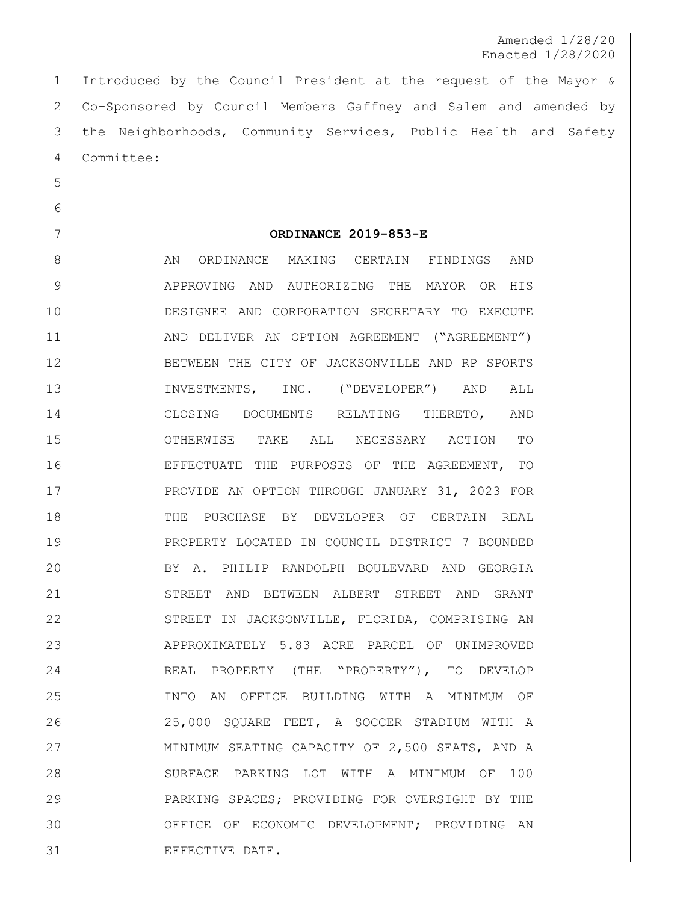Amended 1/28/20
Enacted 1/28/2020

Introduced by the Council President at the request of the Mayor & Co-Sponsored by Council Members Gaffney and Salem and amended by the Neighborhoods, Community Services, Public Health and Safety Committee:

**ORDINANCE 2019-853-E**

AN ORDINANCE MAKING CERTAIN FINDINGS AND APPROVING AND AUTHORIZING THE MAYOR OR HIS DESIGNEE AND CORPORATION SECRETARY TO EXECUTE AND DELIVER AN OPTION AGREEMENT ("AGREEMENT") BETWEEN THE CITY OF JACKSONVILLE AND RP SPORTS INVESTMENTS, INC. ("DEVELOPER") AND ALL CLOSING DOCUMENTS RELATING THERETO, AND OTHERWISE TAKE ALL NECESSARY ACTION TO EFFECTUATE THE PURPOSES OF THE AGREEMENT, TO PROVIDE AN OPTION THROUGH JANUARY 31, 2023 FOR THE PURCHASE BY DEVELOPER OF CERTAIN REAL PROPERTY LOCATED IN COUNCIL DISTRICT 7 BOUNDED BY A. PHILIP RANDOLPH BOULEVARD AND GEORGIA STREET AND BETWEEN ALBERT STREET AND GRANT STREET IN JACKSONVILLE, FLORIDA, COMPRISING AN APPROXIMATELY 5.83 ACRE PARCEL OF UNIMPROVED REAL PROPERTY (THE "PROPERTY"), TO DEVELOP INTO AN OFFICE BUILDING WITH A MINIMUM OF 25,000 SQUARE FEET, A SOCCER STADIUM WITH A MINIMUM SEATING CAPACITY OF 2,500 SEATS, AND A SURFACE PARKING LOT WITH A MINIMUM OF 100 PARKING SPACES; PROVIDING FOR OVERSIGHT BY THE OFFICE OF ECONOMIC DEVELOPMENT; PROVIDING AN EFFECTIVE DATE.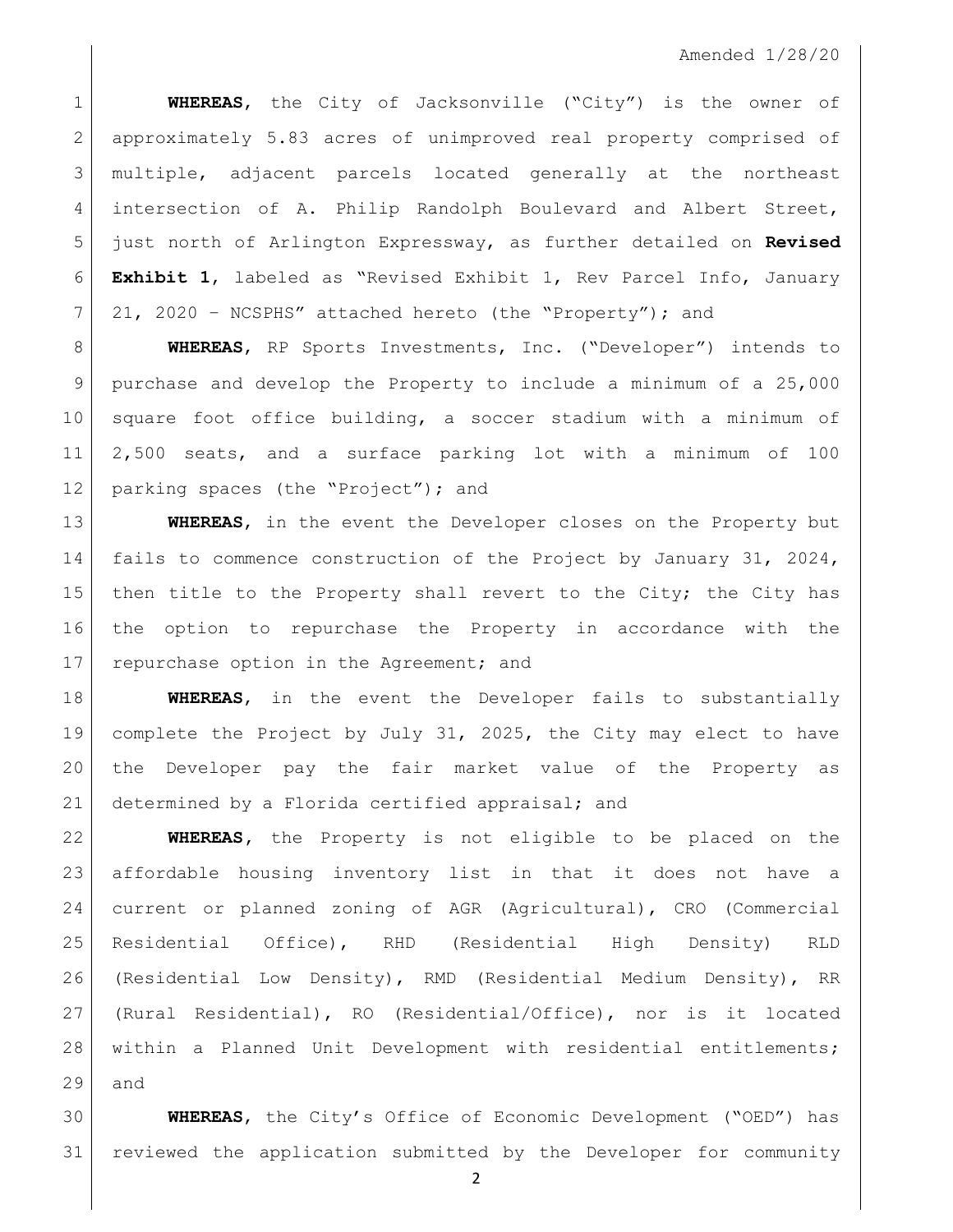Amended 1/28/20

**WHEREAS**, the City of Jacksonville ("City") is the owner of approximately 5.83 acres of unimproved real property comprised of multiple, adjacent parcels located generally at the northeast intersection of A. Philip Randolph Boulevard and Albert Street, just north of Arlington Expressway, as further detailed on **Revised Exhibit 1**, labeled as "Revised Exhibit 1, Rev Parcel Info, January 21, 2020 – NCSPHS" attached hereto (the "Property"); and

**WHEREAS**, RP Sports Investments, Inc. ("Developer") intends to purchase and develop the Property to include a minimum of a 25,000 square foot office building, a soccer stadium with a minimum of 2,500 seats, and a surface parking lot with a minimum of 100 parking spaces (the "Project"); and

**WHEREAS**, in the event the Developer closes on the Property but fails to commence construction of the Project by January 31, 2024, then title to the Property shall revert to the City; the City has the option to repurchase the Property in accordance with the repurchase option in the Agreement; and

**WHEREAS**, in the event the Developer fails to substantially complete the Project by July 31, 2025, the City may elect to have the Developer pay the fair market value of the Property as determined by a Florida certified appraisal; and

**WHEREAS**, the Property is not eligible to be placed on the affordable housing inventory list in that it does not have a current or planned zoning of AGR (Agricultural), CRO (Commercial Residential Office), RHD (Residential High Density) RLD (Residential Low Density), RMD (Residential Medium Density), RR (Rural Residential), RO (Residential/Office), nor is it located within a Planned Unit Development with residential entitlements; and

**WHEREAS**, the City's Office of Economic Development ("OED") has reviewed the application submitted by the Developer for community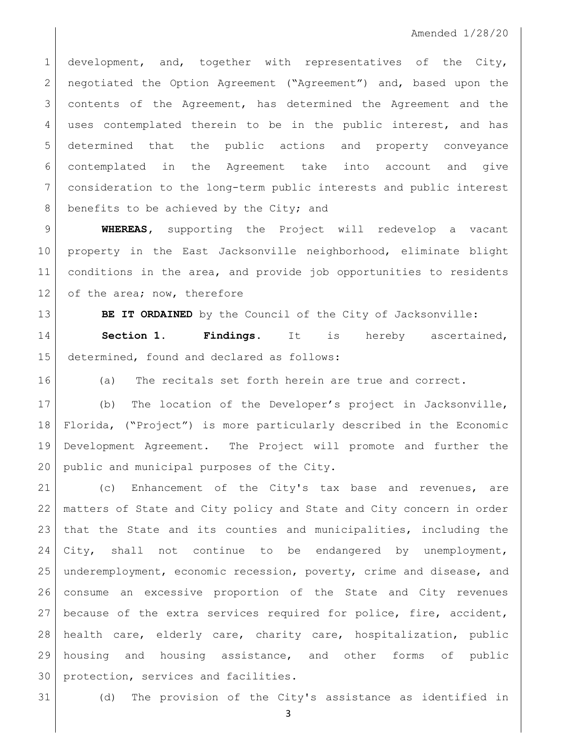development, and, together with representatives of the City, negotiated the Option Agreement ("Agreement") and, based upon the contents of the Agreement, has determined the Agreement and the uses contemplated therein to be in the public interest, and has determined that the public actions and property conveyance contemplated in the Agreement take into account and give consideration to the long-term public interests and public interest benefits to be achieved by the City; and

**WHEREAS**, supporting the Project will redevelop a vacant property in the East Jacksonville neighborhood, eliminate blight conditions in the area, and provide job opportunities to residents of the area; now, therefore

**BE IT ORDAINED** by the Council of the City of Jacksonville:

**Section 1. Findings.** It is hereby ascertained, determined, found and declared as follows:

(a) The recitals set forth herein are true and correct.

(b) The location of the Developer's project in Jacksonville, Florida, ("Project") is more particularly described in the Economic Development Agreement. The Project will promote and further the public and municipal purposes of the City.

(c) Enhancement of the City's tax base and revenues, are matters of State and City policy and State and City concern in order that the State and its counties and municipalities, including the City, shall not continue to be endangered by unemployment, underemployment, economic recession, poverty, crime and disease, and consume an excessive proportion of the State and City revenues because of the extra services required for police, fire, accident, health care, elderly care, charity care, hospitalization, public housing and housing assistance, and other forms of public protection, services and facilities.

(d) The provision of the City's assistance as identified in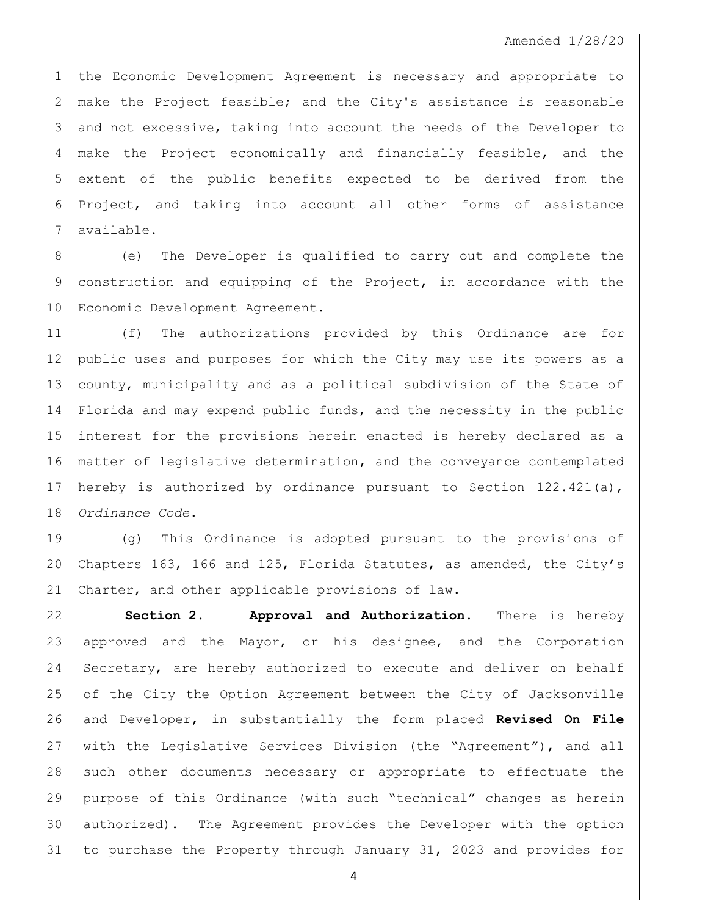the Economic Development Agreement is necessary and appropriate to make the Project feasible; and the City's assistance is reasonable and not excessive, taking into account the needs of the Developer to make the Project economically and financially feasible, and the extent of the public benefits expected to be derived from the Project, and taking into account all other forms of assistance available.

(e) The Developer is qualified to carry out and complete the construction and equipping of the Project, in accordance with the Economic Development Agreement.

(f) The authorizations provided by this Ordinance are for public uses and purposes for which the City may use its powers as a county, municipality and as a political subdivision of the State of Florida and may expend public funds, and the necessity in the public interest for the provisions herein enacted is hereby declared as a matter of legislative determination, and the conveyance contemplated hereby is authorized by ordinance pursuant to Section 122.421(a), *Ordinance Code*.

(g) This Ordinance is adopted pursuant to the provisions of Chapters 163, 166 and 125, Florida Statutes, as amended, the City's Charter, and other applicable provisions of law.

**Section 2. Approval and Authorization.** There is hereby approved and the Mayor, or his designee, and the Corporation Secretary, are hereby authorized to execute and deliver on behalf of the City the Option Agreement between the City of Jacksonville and Developer, in substantially the form placed **Revised On File** with the Legislative Services Division (the "Agreement"), and all such other documents necessary or appropriate to effectuate the purpose of this Ordinance (with such "technical" changes as herein authorized). The Agreement provides the Developer with the option to purchase the Property through January 31, 2023 and provides for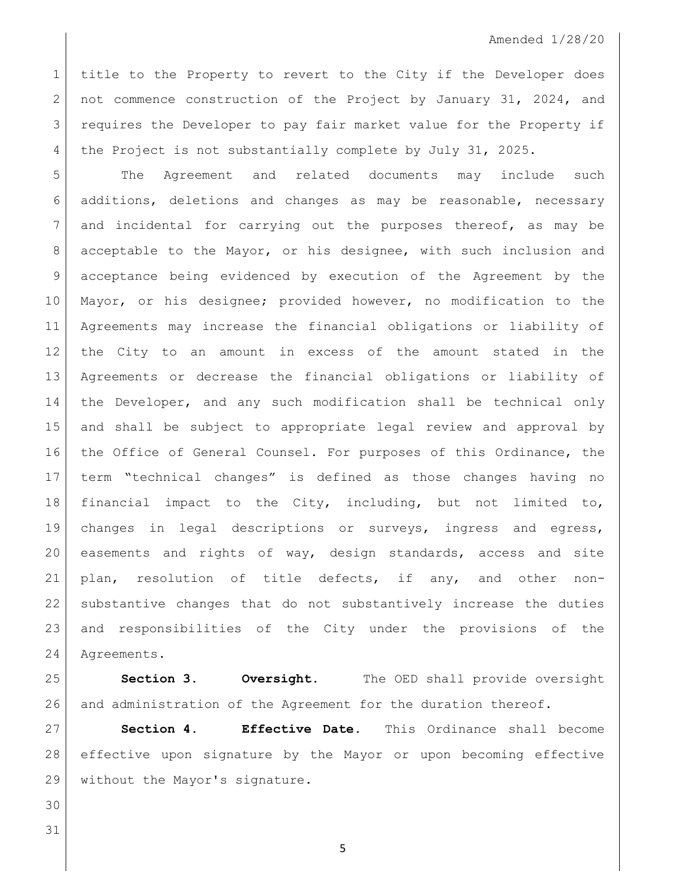title to the Property to revert to the City if the Developer does not commence construction of the Project by January 31, 2024, and requires the Developer to pay fair market value for the Property if the Project is not substantially complete by July 31, 2025.

The Agreement and related documents may include such additions, deletions and changes as may be reasonable, necessary and incidental for carrying out the purposes thereof, as may be acceptable to the Mayor, or his designee, with such inclusion and acceptance being evidenced by execution of the Agreement by the Mayor, or his designee; provided however, no modification to the Agreements may increase the financial obligations or liability of the City to an amount in excess of the amount stated in the Agreements or decrease the financial obligations or liability of the Developer, and any such modification shall be technical only and shall be subject to appropriate legal review and approval by the Office of General Counsel. For purposes of this Ordinance, the term "technical changes" is defined as those changes having no financial impact to the City, including, but not limited to, changes in legal descriptions or surveys, ingress and egress, easements and rights of way, design standards, access and site plan, resolution of title defects, if any, and other non-substantive changes that do not substantively increase the duties and responsibilities of the City under the provisions of the Agreements.

**Section 3. Oversight.** The OED shall provide oversight and administration of the Agreement for the duration thereof.

**Section 4. Effective Date.** This Ordinance shall become effective upon signature by the Mayor or upon becoming effective without the Mayor's signature.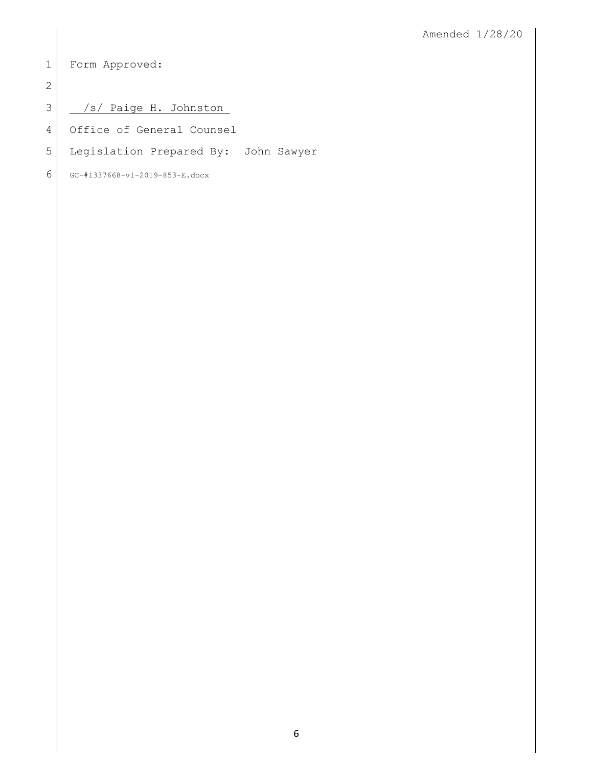Amended 1/28/20

Form Approved:

/s/ Paige H. Johnston

Office of General Counsel

Legislation Prepared By: John Sawyer

GC-#1337668-v1-2019-853-E.docx